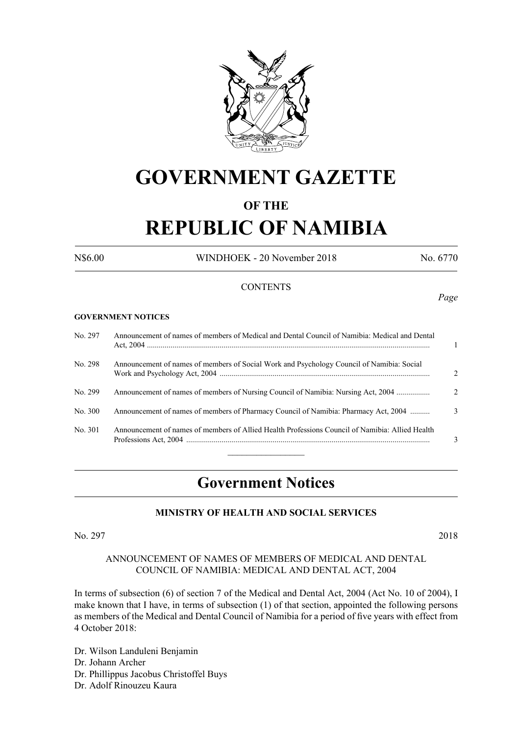# GOVERNMENT GAZETTE

## OF THE

# REPUBLIC OF NAMIBIA

N$6.00 WINDHOEK - 20 November 2018 No. 6770

CONTENTS

*Page*

**GOVERNMENT NOTICES**

| | | |
|---|---|---|
| No. 297 | Announcement of names of members of Medical and Dental Council of Namibia: Medical and Dental Act, 2004 | 1 |
| No. 298 | Announcement of names of members of Social Work and Psychology Council of Namibia: Social Work and Psychology Act, 2004 | 2 |
| No. 299 | Announcement of names of members of Nursing Council of Namibia: Nursing Act, 2004 | 2 |
| No. 300 | Announcement of names of members of Pharmacy Council of Namibia: Pharmacy Act, 2004 | 3 |
| No. 301 | Announcement of names of members of Allied Health Professions Council of Namibia: Allied Health Professions Act, 2004 | 3 |

## Government Notices

### MINISTRY OF HEALTH AND SOCIAL SERVICES

No. 297 2018

ANNOUNCEMENT OF NAMES OF MEMBERS OF MEDICAL AND DENTAL COUNCIL OF NAMIBIA: MEDICAL AND DENTAL ACT, 2004

In terms of subsection (6) of section 7 of the Medical and Dental Act, 2004 (Act No. 10 of 2004), I make known that I have, in terms of subsection (1) of that section, appointed the following persons as members of the Medical and Dental Council of Namibia for a period of five years with effect from 4 October 2018:

Dr. Wilson Landuleni Benjamin
Dr. Johann Archer
Dr. Phillippus Jacobus Christoffel Buys
Dr. Adolf Rinouzeu Kaura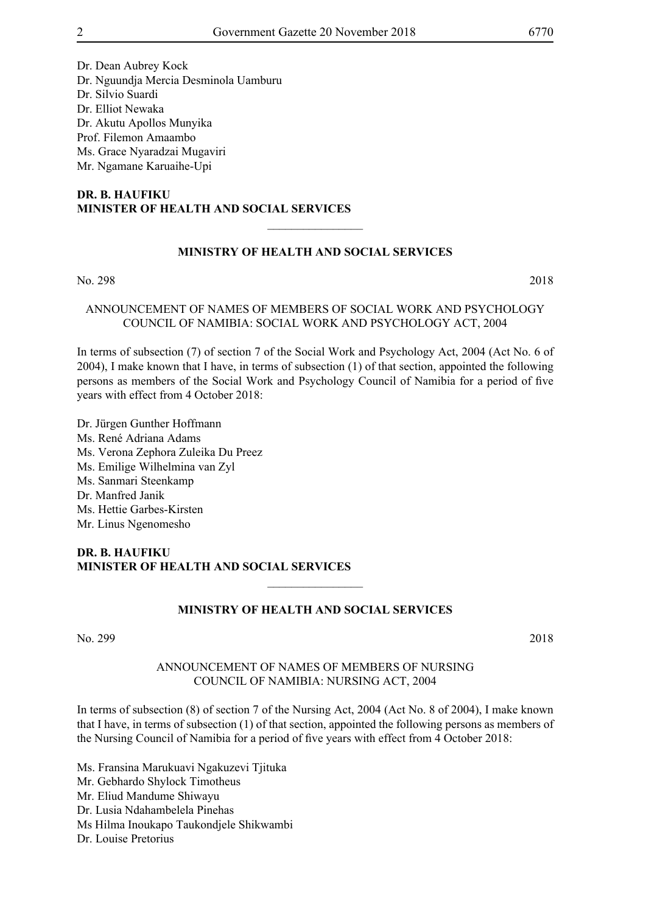Dr. Dean Aubrey Kock
Dr. Nguundja Mercia Desminola Uamburu
Dr. Silvio Suardi
Dr. Elliot Newaka
Dr. Akutu Apollos Munyika
Prof. Filemon Amaambo
Ms. Grace Nyaradzai Mugaviri
Mr. Ngamane Karuaihe-Upi

**DR. B. HAUFIKU**
**MINISTER OF HEALTH AND SOCIAL SERVICES**

________________

**MINISTRY OF HEALTH AND SOCIAL SERVICES**

No. 298 2018

ANNOUNCEMENT OF NAMES OF MEMBERS OF SOCIAL WORK AND PSYCHOLOGY COUNCIL OF NAMIBIA: SOCIAL WORK AND PSYCHOLOGY ACT, 2004

In terms of subsection (7) of section 7 of the Social Work and Psychology Act, 2004 (Act No. 6 of 2004), I make known that I have, in terms of subsection (1) of that section, appointed the following persons as members of the Social Work and Psychology Council of Namibia for a period of five years with effect from 4 October 2018:

Dr. Jürgen Gunther Hoffmann
Ms. René Adriana Adams
Ms. Verona Zephora Zuleika Du Preez
Ms. Emilige Wilhelmina van Zyl
Ms. Sanmari Steenkamp
Dr. Manfred Janik
Ms. Hettie Garbes-Kirsten
Mr. Linus Ngenomesho

**DR. B. HAUFIKU**
**MINISTER OF HEALTH AND SOCIAL SERVICES**

________________

**MINISTRY OF HEALTH AND SOCIAL SERVICES**

No. 299 2018

ANNOUNCEMENT OF NAMES OF MEMBERS OF NURSING COUNCIL OF NAMIBIA: NURSING ACT, 2004

In terms of subsection (8) of section 7 of the Nursing Act, 2004 (Act No. 8 of 2004), I make known that I have, in terms of subsection (1) of that section, appointed the following persons as members of the Nursing Council of Namibia for a period of five years with effect from 4 October 2018:

Ms. Fransina Marukuavi Ngakuzevi Tjituka
Mr. Gebhardo Shylock Timotheus
Mr. Eliud Mandume Shiwayu
Dr. Lusia Ndahambelela Pinehas
Ms Hilma Inoukapo Taukondjele Shikwambi
Dr. Louise Pretorius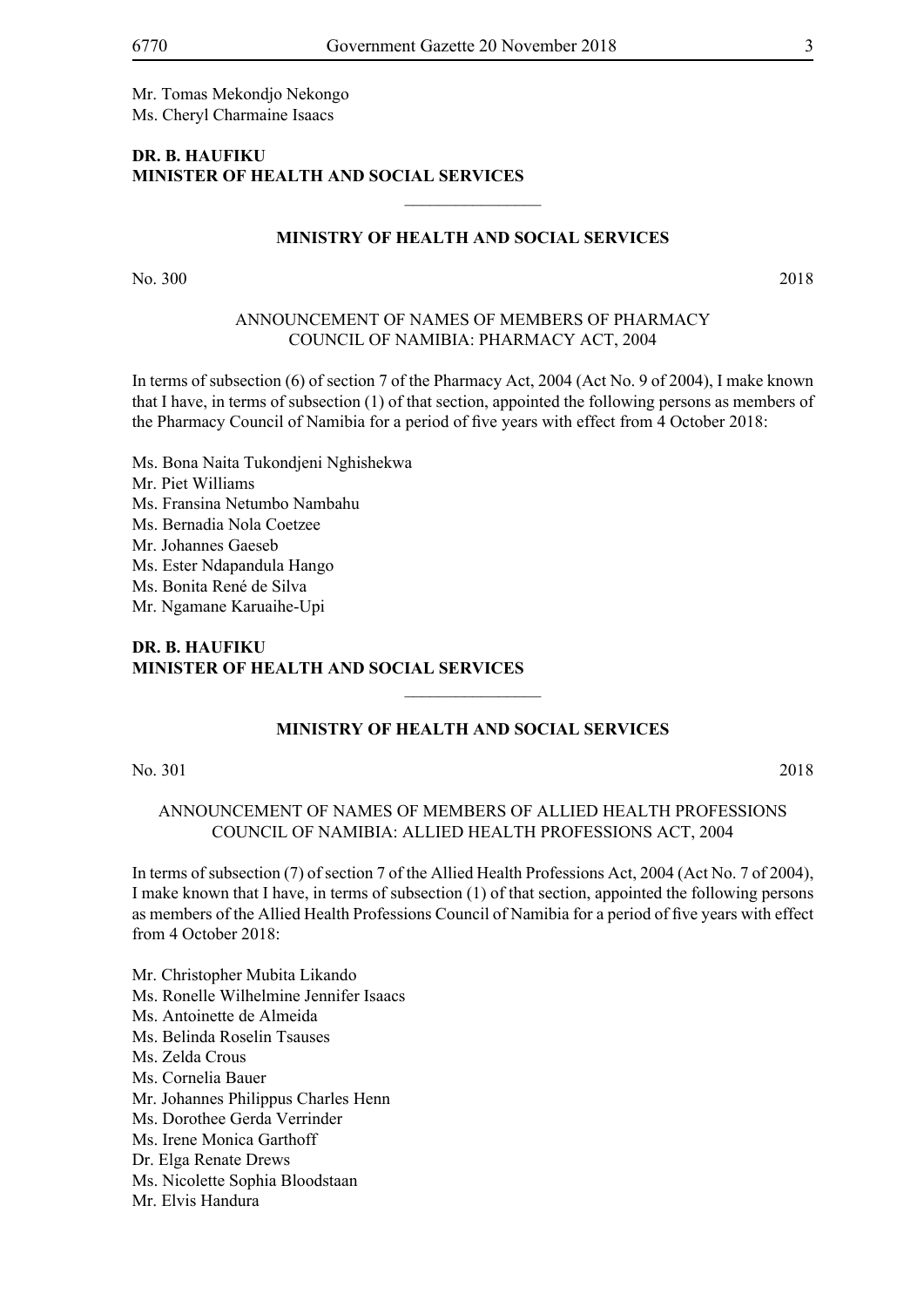Mr. Tomas Mekondjo Nekongo
Ms. Cheryl Charmaine Isaacs

**DR. B. HAUFIKU**
**MINISTER OF HEALTH AND SOCIAL SERVICES**

---

## MINISTRY OF HEALTH AND SOCIAL SERVICES

No. 300 2018

### ANNOUNCEMENT OF NAMES OF MEMBERS OF PHARMACY COUNCIL OF NAMIBIA: PHARMACY ACT, 2004

In terms of subsection (6) of section 7 of the Pharmacy Act, 2004 (Act No. 9 of 2004), I make known that I have, in terms of subsection (1) of that section, appointed the following persons as members of the Pharmacy Council of Namibia for a period of five years with effect from 4 October 2018:

Ms. Bona Naita Tukondjeni Nghishekwa
Mr. Piet Williams
Ms. Fransina Netumbo Nambahu
Ms. Bernadia Nola Coetzee
Mr. Johannes Gaeseb
Ms. Ester Ndapandula Hango
Ms. Bonita René de Silva
Mr. Ngamane Karuaihe-Upi

**DR. B. HAUFIKU**
**MINISTER OF HEALTH AND SOCIAL SERVICES**

---

## MINISTRY OF HEALTH AND SOCIAL SERVICES

No. 301 2018

### ANNOUNCEMENT OF NAMES OF MEMBERS OF ALLIED HEALTH PROFESSIONS COUNCIL OF NAMIBIA: ALLIED HEALTH PROFESSIONS ACT, 2004

In terms of subsection (7) of section 7 of the Allied Health Professions Act, 2004 (Act No. 7 of 2004), I make known that I have, in terms of subsection (1) of that section, appointed the following persons as members of the Allied Health Professions Council of Namibia for a period of five years with effect from 4 October 2018:

Mr. Christopher Mubita Likando
Ms. Ronelle Wilhelmine Jennifer Isaacs
Ms. Antoinette de Almeida
Ms. Belinda Roselin Tsauses
Ms. Zelda Crous
Ms. Cornelia Bauer
Mr. Johannes Philippus Charles Henn
Ms. Dorothee Gerda Verrinder
Ms. Irene Monica Garthoff
Dr. Elga Renate Drews
Ms. Nicolette Sophia Bloodstaan
Mr. Elvis Handura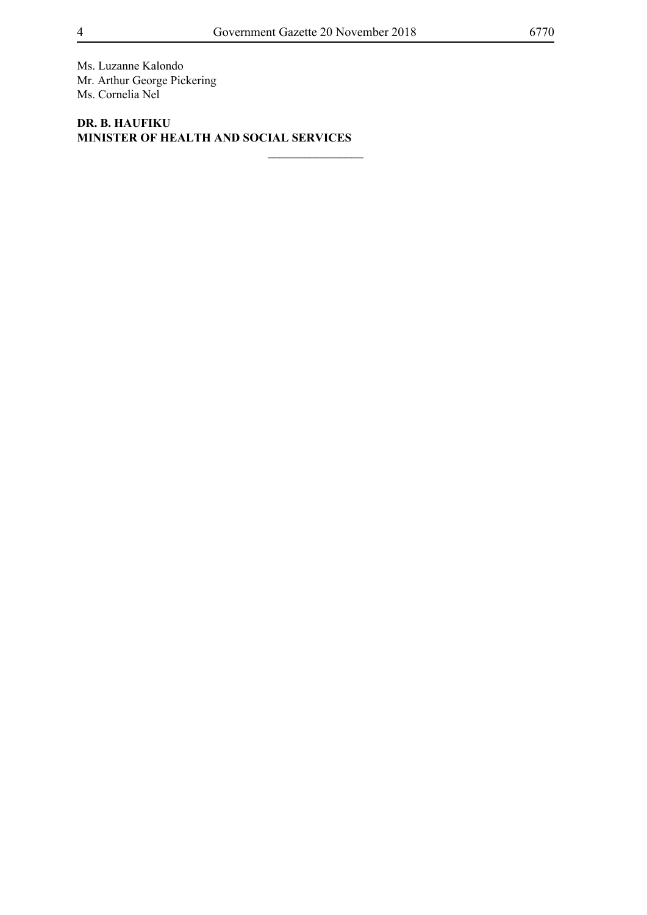Ms. Luzanne Kalondo
Mr. Arthur George Pickering
Ms. Cornelia Nel

**DR. B. HAUFIKU**
**MINISTER OF HEALTH AND SOCIAL SERVICES**

________________